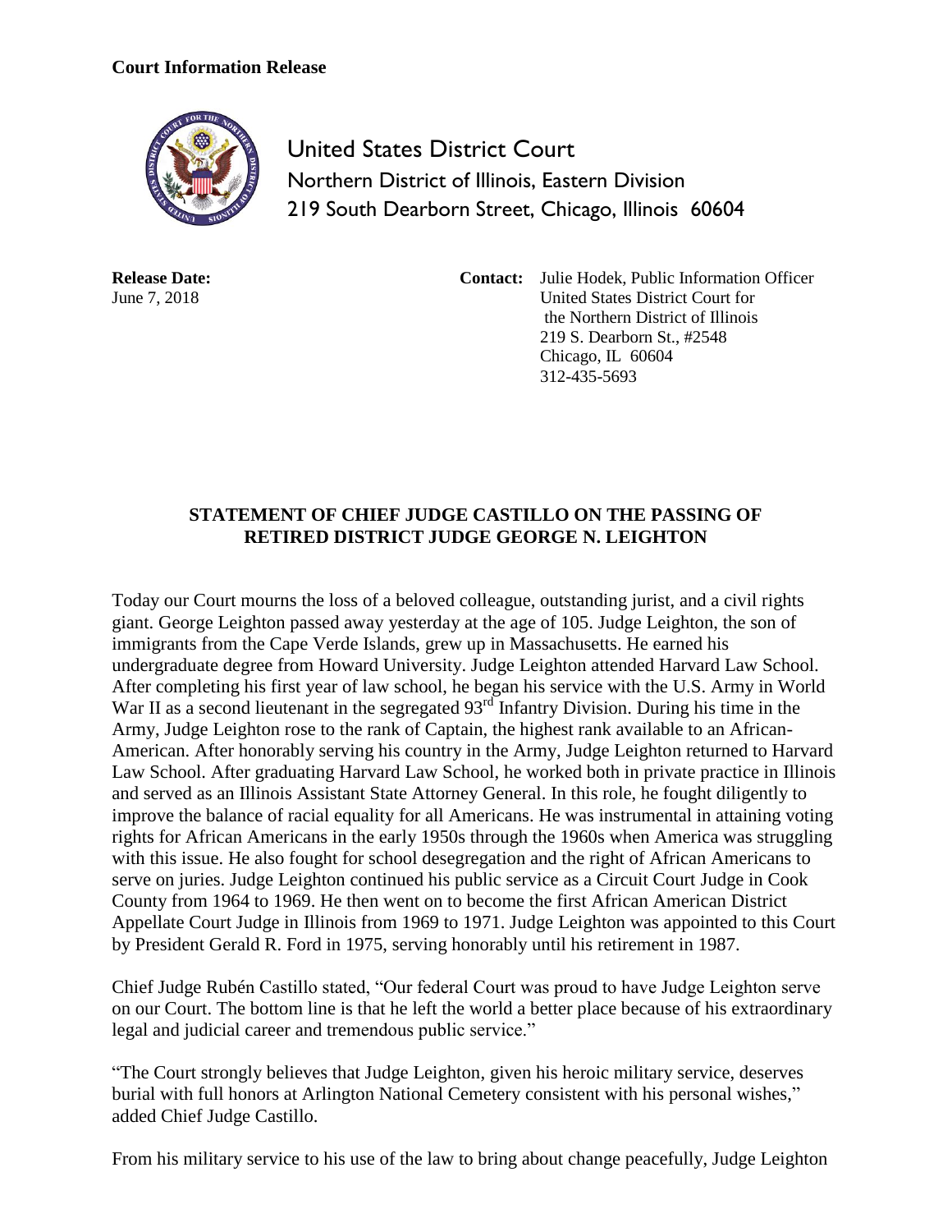**Court Information Release**

United States District Court
Northern District of Illinois, Eastern Division
219 South Dearborn Street, Chicago, Illinois 60604

**Release Date:**
June 7, 2018

**Contact:** Julie Hodek, Public Information Officer
United States District Court for
the Northern District of Illinois
219 S. Dearborn St., #2548
Chicago, IL 60604
312-435-5693

## STATEMENT OF CHIEF JUDGE CASTILLO ON THE PASSING OF RETIRED DISTRICT JUDGE GEORGE N. LEIGHTON

Today our Court mourns the loss of a beloved colleague, outstanding jurist, and a civil rights giant. George Leighton passed away yesterday at the age of 105. Judge Leighton, the son of immigrants from the Cape Verde Islands, grew up in Massachusetts. He earned his undergraduate degree from Howard University. Judge Leighton attended Harvard Law School. After completing his first year of law school, he began his service with the U.S. Army in World War II as a second lieutenant in the segregated 93rd Infantry Division. During his time in the Army, Judge Leighton rose to the rank of Captain, the highest rank available to an African-American. After honorably serving his country in the Army, Judge Leighton returned to Harvard Law School. After graduating Harvard Law School, he worked both in private practice in Illinois and served as an Illinois Assistant State Attorney General. In this role, he fought diligently to improve the balance of racial equality for all Americans. He was instrumental in attaining voting rights for African Americans in the early 1950s through the 1960s when America was struggling with this issue. He also fought for school desegregation and the right of African Americans to serve on juries. Judge Leighton continued his public service as a Circuit Court Judge in Cook County from 1964 to 1969. He then went on to become the first African American District Appellate Court Judge in Illinois from 1969 to 1971. Judge Leighton was appointed to this Court by President Gerald R. Ford in 1975, serving honorably until his retirement in 1987.

Chief Judge Rubén Castillo stated, "Our federal Court was proud to have Judge Leighton serve on our Court. The bottom line is that he left the world a better place because of his extraordinary legal and judicial career and tremendous public service."

"The Court strongly believes that Judge Leighton, given his heroic military service, deserves burial with full honors at Arlington National Cemetery consistent with his personal wishes," added Chief Judge Castillo.

From his military service to his use of the law to bring about change peacefully, Judge Leighton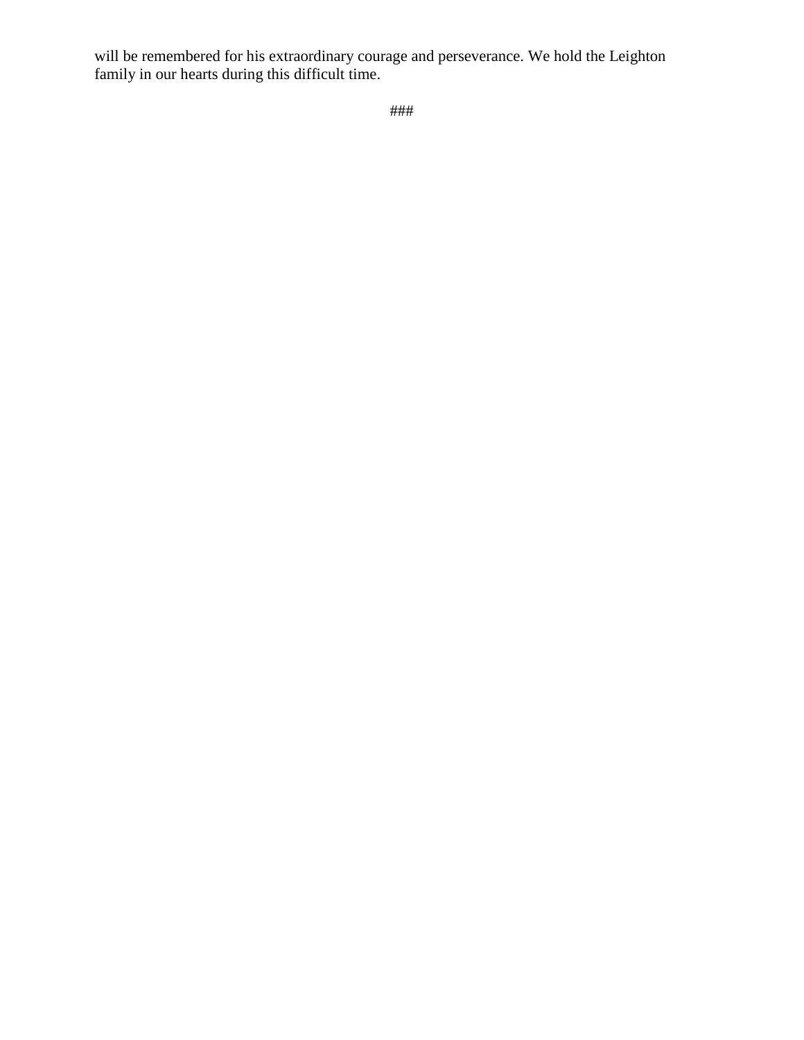will be remembered for his extraordinary courage and perseverance. We hold the Leighton family in our hearts during this difficult time.

###